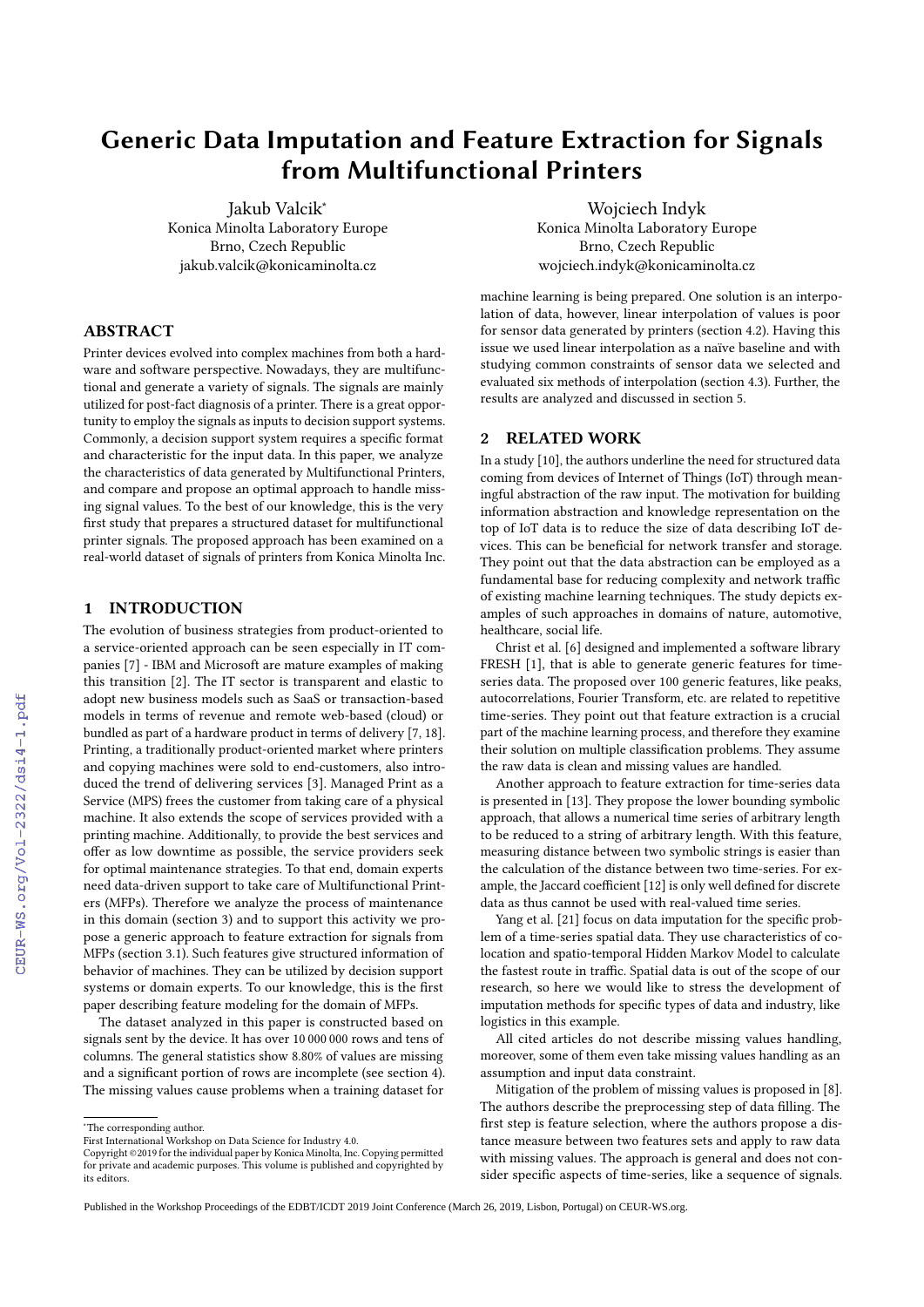# Generic Data Imputation and Feature Extraction for Signals from Multifunctional Printers

Jakub Valcik*
Konica Minolta Laboratory Europe
Brno, Czech Republic
jakub.valcik@konicaminolta.cz

Wojciech Indyk
Konica Minolta Laboratory Europe
Brno, Czech Republic
wojciech.indyk@konicaminolta.cz

## ABSTRACT

Printer devices evolved into complex machines from both a hardware and software perspective. Nowadays, they are multifunctional and generate a variety of signals. The signals are mainly utilized for post-fact diagnosis of a printer. There is a great opportunity to employ the signals as inputs to decision support systems. Commonly, a decision support system requires a specific format and characteristic for the input data. In this paper, we analyze the characteristics of data generated by Multifunctional Printers, and compare and propose an optimal approach to handle missing signal values. To the best of our knowledge, this is the very first study that prepares a structured dataset for multifunctional printer signals. The proposed approach has been examined on a real-world dataset of signals of printers from Konica Minolta Inc.

## 1 INTRODUCTION

The evolution of business strategies from product-oriented to a service-oriented approach can be seen especially in IT companies [7] - IBM and Microsoft are mature examples of making this transition [2]. The IT sector is transparent and elastic to adopt new business models such as SaaS or transaction-based models in terms of revenue and remote web-based (cloud) or bundled as part of a hardware product in terms of delivery [7, 18]. Printing, a traditionally product-oriented market where printers and copying machines were sold to end-customers, also introduced the trend of delivering services [3]. Managed Print as a Service (MPS) frees the customer from taking care of a physical machine. It also extends the scope of services provided with a printing machine. Additionally, to provide the best services and offer as low downtime as possible, the service providers seek for optimal maintenance strategies. To that end, domain experts need data-driven support to take care of Multifunctional Printers (MFPs). Therefore we analyze the process of maintenance in this domain (section 3) and to support this activity we propose a generic approach to feature extraction for signals from MFPs (section 3.1). Such features give structured information of behavior of machines. They can be utilized by decision support systems or domain experts. To our knowledge, this is the first paper describing feature modeling for the domain of MFPs.

The dataset analyzed in this paper is constructed based on signals sent by the device. It has over 10 000 000 rows and tens of columns. The general statistics show 8.80% of values are missing and a significant portion of rows are incomplete (see section 4). The missing values cause problems when a training dataset for machine learning is being prepared. One solution is an interpolation of data, however, linear interpolation of values is poor for sensor data generated by printers (section 4.2). Having this issue we used linear interpolation as a naïve baseline and with studying common constraints of sensor data we selected and evaluated six methods of interpolation (section 4.3). Further, the results are analyzed and discussed in section 5.

## 2 RELATED WORK

In a study [10], the authors underline the need for structured data coming from devices of Internet of Things (IoT) through meaningful abstraction of the raw input. The motivation for building information abstraction and knowledge representation on the top of IoT data is to reduce the size of data describing IoT devices. This can be beneficial for network transfer and storage. They point out that the data abstraction can be employed as a fundamental base for reducing complexity and network traffic of existing machine learning techniques. The study depicts examples of such approaches in domains of nature, automotive, healthcare, social life.

Christ et al. [6] designed and implemented a software library FRESH [1], that is able to generate generic features for time-series data. The proposed over 100 generic features, like peaks, autocorrelations, Fourier Transform, etc. are related to repetitive time-series. They point out that feature extraction is a crucial part of the machine learning process, and therefore they examine their solution on multiple classification problems. They assume the raw data is clean and missing values are handled.

Another approach to feature extraction for time-series data is presented in [13]. They propose the lower bounding symbolic approach, that allows a numerical time series of arbitrary length to be reduced to a string of arbitrary length. With this feature, measuring distance between two symbolic strings is easier than the calculation of the distance between two time-series. For example, the Jaccard coefficient [12] is only well defined for discrete data as thus cannot be used with real-valued time series.

Yang et al. [21] focus on data imputation for the specific problem of a time-series spatial data. They use characteristics of co-location and spatio-temporal Hidden Markov Model to calculate the fastest route in traffic. Spatial data is out of the scope of our research, so here we would like to stress the development of imputation methods for specific types of data and industry, like logistics in this example.

All cited articles do not describe missing values handling, moreover, some of them even take missing values handling as an assumption and input data constraint.

Mitigation of the problem of missing values is proposed in [8]. The authors describe the preprocessing step of data filling. The first step is feature selection, where the authors propose a distance measure between two features sets and apply to raw data with missing values. The approach is general and does not consider specific aspects of time-series, like a sequence of signals.

*The corresponding author.
First International Workshop on Data Science for Industry 4.0.
Copyright ©2019 for the individual paper by Konica Minolta, Inc. Copying permitted for private and academic purposes. This volume is published and copyrighted by its editors.

Published in the Workshop Proceedings of the EDBT/ICDT 2019 Joint Conference (March 26, 2019, Lisbon, Portugal) on CEUR-WS.org.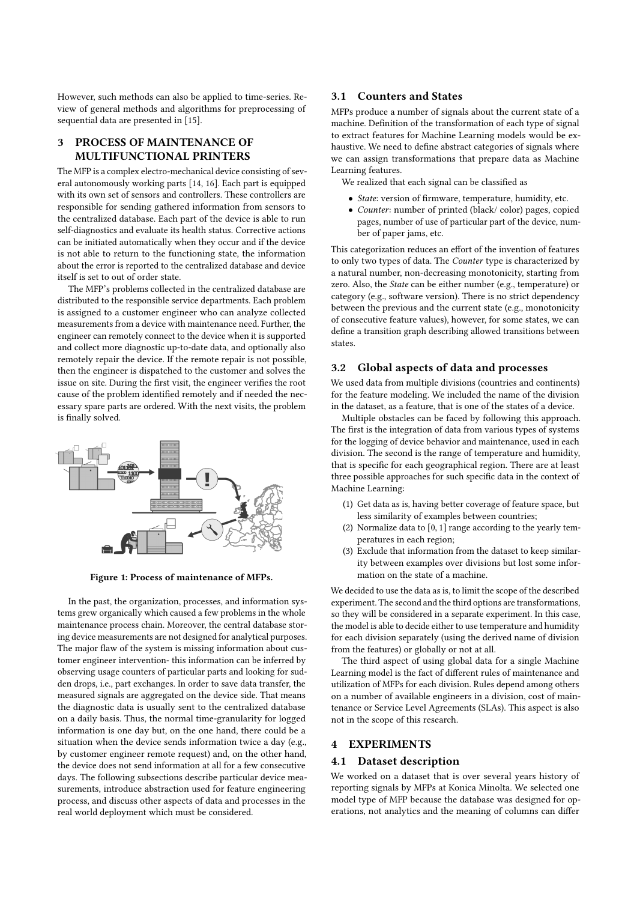However, such methods can also be applied to time-series. Review of general methods and algorithms for preprocessing of sequential data are presented in [15].

## 3 PROCESS OF MAINTENANCE OF MULTIFUNCTIONAL PRINTERS

The MFP is a complex electro-mechanical device consisting of several autonomously working parts [14, 16]. Each part is equipped with its own set of sensors and controllers. These controllers are responsible for sending gathered information from sensors to the centralized database. Each part of the device is able to run self-diagnostics and evaluate its health status. Corrective actions can be initiated automatically when they occur and if the device is not able to return to the functioning state, the information about the error is reported to the centralized database and device itself is set to out of order state.

The MFP's problems collected in the centralized database are distributed to the responsible service departments. Each problem is assigned to a customer engineer who can analyze collected measurements from a device with maintenance need. Further, the engineer can remotely connect to the device when it is supported and collect more diagnostic up-to-date data, and optionally also remotely repair the device. If the remote repair is not possible, then the engineer is dispatched to the customer and solves the issue on site. During the first visit, the engineer verifies the root cause of the problem identified remotely and if needed the necessary spare parts are ordered. With the next visits, the problem is finally solved.

**Figure 1: Process of maintenance of MFPs.**

In the past, the organization, processes, and information systems grew organically which caused a few problems in the whole maintenance process chain. Moreover, the central database storing device measurements are not designed for analytical purposes. The major flaw of the system is missing information about customer engineer intervention- this information can be inferred by observing usage counters of particular parts and looking for sudden drops, i.e., part exchanges. In order to save data transfer, the measured signals are aggregated on the device side. That means the diagnostic data is usually sent to the centralized database on a daily basis. Thus, the normal time-granularity for logged information is one day but, on the one hand, there could be a situation when the device sends information twice a day (e.g., by customer engineer remote request) and, on the other hand, the device does not send information at all for a few consecutive days. The following subsections describe particular device measurements, introduce abstraction used for feature engineering process, and discuss other aspects of data and processes in the real world deployment which must be considered.

### 3.1 Counters and States

MFPs produce a number of signals about the current state of a machine. Definition of the transformation of each type of signal to extract features for Machine Learning models would be exhaustive. We need to define abstract categories of signals where we can assign transformations that prepare data as Machine Learning features.

We realized that each signal can be classified as

- *State*: version of firmware, temperature, humidity, etc.
- *Counter*: number of printed (black/ color) pages, copied pages, number of use of particular part of the device, number of paper jams, etc.

This categorization reduces an effort of the invention of features to only two types of data. The *Counter* type is characterized by a natural number, non-decreasing monotonicity, starting from zero. Also, the *State* can be either number (e.g., temperature) or category (e.g., software version). There is no strict dependency between the previous and the current state (e.g., monotonicity of consecutive feature values), however, for some states, we can define a transition graph describing allowed transitions between states.

### 3.2 Global aspects of data and processes

We used data from multiple divisions (countries and continents) for the feature modeling. We included the name of the division in the dataset, as a feature, that is one of the states of a device.

Multiple obstacles can be faced by following this approach. The first is the integration of data from various types of systems for the logging of device behavior and maintenance, used in each division. The second is the range of temperature and humidity, that is specific for each geographical region. There are at least three possible approaches for such specific data in the context of Machine Learning:

1. Get data as is, having better coverage of feature space, but less similarity of examples between countries;
2. Normalize data to $[0, 1]$ range according to the yearly temperatures in each region;
3. Exclude that information from the dataset to keep similarity between examples over divisions but lost some information on the state of a machine.

We decided to use the data as is, to limit the scope of the described experiment. The second and the third options are transformations, so they will be considered in a separate experiment. In this case, the model is able to decide either to use temperature and humidity for each division separately (using the derived name of division from the features) or globally or not at all.

The third aspect of using global data for a single Machine Learning model is the fact of different rules of maintenance and utilization of MFPs for each division. Rules depend among others on a number of available engineers in a division, cost of maintenance or Service Level Agreements (SLAs). This aspect is also not in the scope of this research.

## 4 EXPERIMENTS

### 4.1 Dataset description

We worked on a dataset that is over several years history of reporting signals by MFPs at Konica Minolta. We selected one model type of MFP because the database was designed for operations, not analytics and the meaning of columns can differ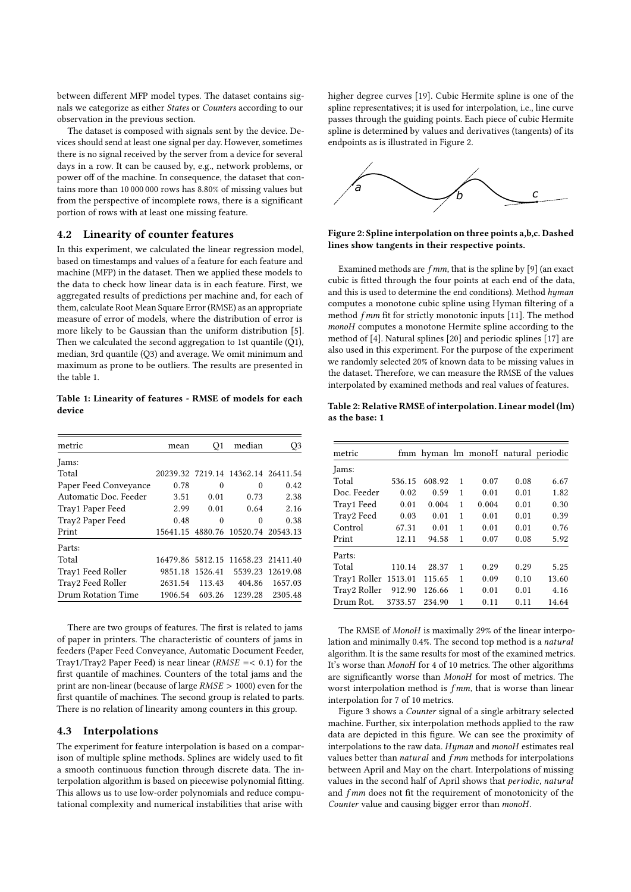between different MFP model types. The dataset contains signals we categorize as either *States* or *Counters* according to our observation in the previous section.

The dataset is composed with signals sent by the device. Devices should send at least one signal per day. However, sometimes there is no signal received by the server from a device for several days in a row. It can be caused by, e.g., network problems, or power off of the machine. In consequence, the dataset that contains more than 10 000 000 rows has 8.80% of missing values but from the perspective of incomplete rows, there is a significant portion of rows with at least one missing feature.

## 4.2 Linearity of counter features

In this experiment, we calculated the linear regression model, based on timestamps and values of a feature for each feature and machine (MFP) in the dataset. Then we applied these models to the data to check how linear data is in each feature. First, we aggregated results of predictions per machine and, for each of them, calculate Root Mean Square Error (RMSE) as an appropriate measure of error of models, where the distribution of error is more likely to be Gaussian than the uniform distribution [5]. Then we calculated the second aggregation to 1st quantile (Q1), median, 3rd quantile (Q3) and average. We omit minimum and maximum as prone to be outliers. The results are presented in the table 1.

**Table 1: Linearity of features - RMSE of models for each device**

| metric | mean | Q1 | median | Q3 |
|---|---|---|---|---|
| Jams: | | | | |
| Total | 20239.32 | 7219.14 | 14362.14 | 26411.54 |
| Paper Feed Conveyance | 0.78 | 0 | 0 | 0.42 |
| Automatic Doc. Feeder | 3.51 | 0.01 | 0.73 | 2.38 |
| Tray1 Paper Feed | 2.99 | 0.01 | 0.64 | 2.16 |
| Tray2 Paper Feed | 0.48 | 0 | 0 | 0.38 |
| Print | 15641.15 | 4880.76 | 10520.74 | 20543.13 |
| Parts: | | | | |
| Total | 16479.86 | 5812.15 | 11658.23 | 21411.40 |
| Tray1 Feed Roller | 9851.18 | 1526.41 | 5539.23 | 12619.08 |
| Tray2 Feed Roller | 2631.54 | 113.43 | 404.86 | 1657.03 |
| Drum Rotation Time | 1906.54 | 603.26 | 1239.28 | 2305.48 |

There are two groups of features. The first is related to jams of paper in printers. The characteristic of counters of jams in feeders (Paper Feed Conveyance, Automatic Document Feeder, Tray1/Tray2 Paper Feed) is near linear ($RMSE =< 0.1$) for the first quantile of machines. Counters of the total jams and the print are non-linear (because of large $RMSE > 1000$) even for the first quantile of machines. The second group is related to parts. There is no relation of linearity among counters in this group.

## 4.3 Interpolations

The experiment for feature interpolation is based on a comparison of multiple spline methods. Splines are widely used to fit a smooth continuous function through discrete data. The interpolation algorithm is based on piecewise polynomial fitting. This allows us to use low-order polynomials and reduce computational complexity and numerical instabilities that arise with higher degree curves [19]. Cubic Hermite spline is one of the spline representatives; it is used for interpolation, i.e., line curve passes through the guiding points. Each piece of cubic Hermite spline is determined by values and derivatives (tangents) of its endpoints as is illustrated in Figure 2.

**Figure 2: Spline interpolation on three points a,b,c. Dashed lines show tangents in their respective points.**

Examined methods are $fmm$, that is the spline by [9] (an exact cubic is fitted through the four points at each end of the data, and this is used to determine the end conditions). Method *hyman* computes a monotone cubic spline using Hyman filtering of a method $fmm$ fit for strictly monotonic inputs [11]. The method *monoH* computes a monotone Hermite spline according to the method of [4]. Natural splines [20] and periodic splines [17] are also used in this experiment. For the purpose of the experiment we randomly selected 20% of known data to be missing values in the dataset. Therefore, we can measure the RMSE of the values interpolated by examined methods and real values of features.

**Table 2: Relative RMSE of interpolation. Linear model (lm) as the base: 1**

| metric | fmm | hyman | lm | monoH | natural | periodic |
|---|---|---|---|---|---|---|
| Jams: | | | | | | |
| Total | 536.15 | 608.92 | 1 | 0.07 | 0.08 | 6.67 |
| Doc. Feeder | 0.02 | 0.59 | 1 | 0.01 | 0.01 | 1.82 |
| Tray1 Feed | 0.01 | 0.004 | 1 | 0.004 | 0.01 | 0.30 |
| Tray2 Feed | 0.03 | 0.01 | 1 | 0.01 | 0.01 | 0.39 |
| Control | 67.31 | 0.01 | 1 | 0.01 | 0.01 | 0.76 |
| Print | 12.11 | 94.58 | 1 | 0.07 | 0.08 | 5.92 |
| Parts: | | | | | | |
| Total | 110.14 | 28.37 | 1 | 0.29 | 0.29 | 5.25 |
| Tray1 Roller | 1513.01 | 115.65 | 1 | 0.09 | 0.10 | 13.60 |
| Tray2 Roller | 912.90 | 126.66 | 1 | 0.01 | 0.01 | 4.16 |
| Drum Rot. | 3733.57 | 234.90 | 1 | 0.11 | 0.11 | 14.64 |

The RMSE of *MonoH* is maximally 29% of the linear interpolation and minimally 0.4%. The second top method is a *natural* algorithm. It is the same results for most of the examined metrics. It's worse than *MonoH* for 4 of 10 metrics. The other algorithms are significantly worse than *MonoH* for most of metrics. The worst interpolation method is $fmm$, that is worse than linear interpolation for 7 of 10 metrics.

Figure 3 shows a *Counter* signal of a single arbitrary selected machine. Further, six interpolation methods applied to the raw data are depicted in this figure. We can see the proximity of interpolations to the raw data. *Hyman* and *monoH* estimates real values better than *natural* and $fmm$ methods for interpolations between April and May on the chart. Interpolations of missing values in the second half of April shows that *periodic*, *natural* and $fmm$ does not fit the requirement of monotonicity of the *Counter* value and causing bigger error than *monoH*.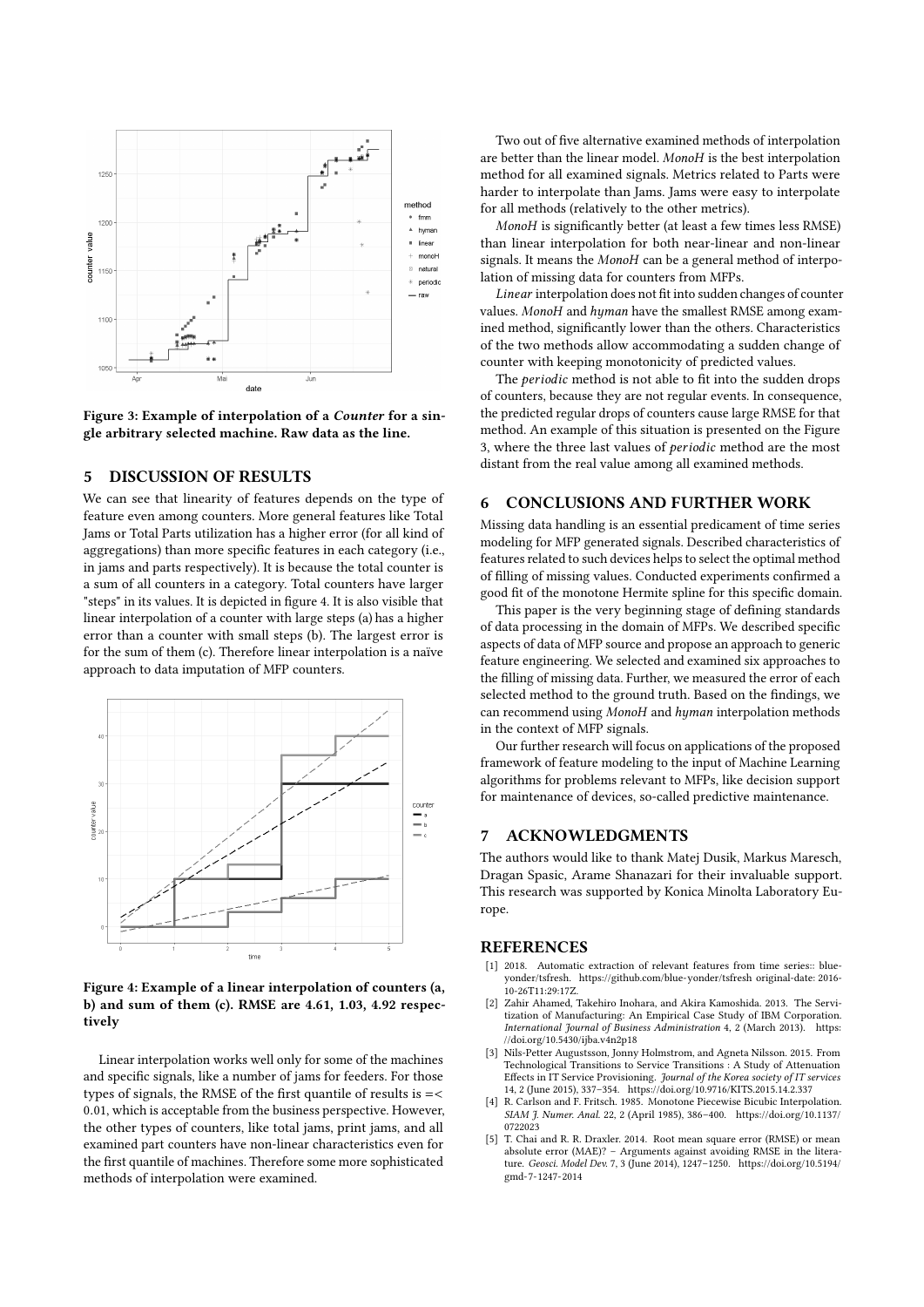Figure 3: Example of interpolation of a *Counter* for a single arbitrary selected machine. Raw data as the line.

## 5 DISCUSSION OF RESULTS

We can see that linearity of features depends on the type of feature even among counters. More general features like Total Jams or Total Parts utilization has a higher error (for all kind of aggregations) than more specific features in each category (i.e., in jams and parts respectively). It is because the total counter is a sum of all counters in a category. Total counters have larger "steps" in its values. It is depicted in figure 4. It is also visible that linear interpolation of a counter with large steps (a) has a higher error than a counter with small steps (b). The largest error is for the sum of them (c). Therefore linear interpolation is a naïve approach to data imputation of MFP counters.

Figure 4: Example of a linear interpolation of counters (a, b) and sum of them (c). RMSE are 4.61, 1.03, 4.92 respectively

Linear interpolation works well only for some of the machines and specific signals, like a number of jams for feeders. For those types of signals, the RMSE of the first quantile of results is =< 0.01, which is acceptable from the business perspective. However, the other types of counters, like total jams, print jams, and all examined part counters have non-linear characteristics even for the first quantile of machines. Therefore some more sophisticated methods of interpolation were examined.

Two out of five alternative examined methods of interpolation are better than the linear model. *MonoH* is the best interpolation method for all examined signals. Metrics related to Parts were harder to interpolate than Jams. Jams were easy to interpolate for all methods (relatively to the other metrics).

*MonoH* is significantly better (at least a few times less RMSE) than linear interpolation for both near-linear and non-linear signals. It means the *MonoH* can be a general method of interpolation of missing data for counters from MFPs.

*Linear* interpolation does not fit into sudden changes of counter values. *MonoH* and *hyman* have the smallest RMSE among examined method, significantly lower than the others. Characteristics of the two methods allow accommodating a sudden change of counter with keeping monotonicity of predicted values.

The *periodic* method is not able to fit into the sudden drops of counters, because they are not regular events. In consequence, the predicted regular drops of counters cause large RMSE for that method. An example of this situation is presented on the Figure 3, where the three last values of *periodic* method are the most distant from the real value among all examined methods.

## 6 CONCLUSIONS AND FURTHER WORK

Missing data handling is an essential predicament of time series modeling for MFP generated signals. Described characteristics of features related to such devices helps to select the optimal method of filling of missing values. Conducted experiments confirmed a good fit of the monotone Hermite spline for this specific domain.

This paper is the very beginning stage of defining standards of data processing in the domain of MFPs. We described specific aspects of data of MFP source and propose an approach to generic feature engineering. We selected and examined six approaches to the filling of missing data. Further, we measured the error of each selected method to the ground truth. Based on the findings, we can recommend using *MonoH* and *hyman* interpolation methods in the context of MFP signals.

Our further research will focus on applications of the proposed framework of feature modeling to the input of Machine Learning algorithms for problems relevant to MFPs, like decision support for maintenance of devices, so-called predictive maintenance.

## 7 ACKNOWLEDGMENTS

The authors would like to thank Matej Dusik, Markus Maresch, Dragan Spasic, Arame Shanazari for their invaluable support. This research was supported by Konica Minolta Laboratory Europe.

## REFERENCES

[1] 2018. Automatic extraction of relevant features from time series:: blue-yonder/tsfresh. https://github.com/blue-yonder/tsfresh original-date: 2016-10-26T11:29:17Z.

[2] Zahir Ahamed, Takehiro Inohara, and Akira Kamoshida. 2013. The Servitization of Manufacturing: An Empirical Case Study of IBM Corporation. *International Journal of Business Administration* 4, 2 (March 2013). https://doi.org/10.5430/ijba.v4n2p18

[3] Nils-Petter Augustsson, Jonny Holmstrom, and Agneta Nilsson. 2015. From Technological Transitions to Service Transitions : A Study of Attenuation Effects in IT Service Provisioning. *Journal of the Korea society of IT services* 14, 2 (June 2015), 337–354. https://doi.org/10.9716/KITS.2015.14.2.337

[4] R. Carlson and F. Fritsch. 1985. Monotone Piecewise Bicubic Interpolation. *SIAM J. Numer. Anal.* 22, 2 (April 1985), 386–400. https://doi.org/10.1137/0722023

[5] T. Chai and R. R. Draxler. 2014. Root mean square error (RMSE) or mean absolute error (MAE)? – Arguments against avoiding RMSE in the literature. *Geosci. Model Dev.* 7, 3 (June 2014), 1247–1250. https://doi.org/10.5194/gmd-7-1247-2014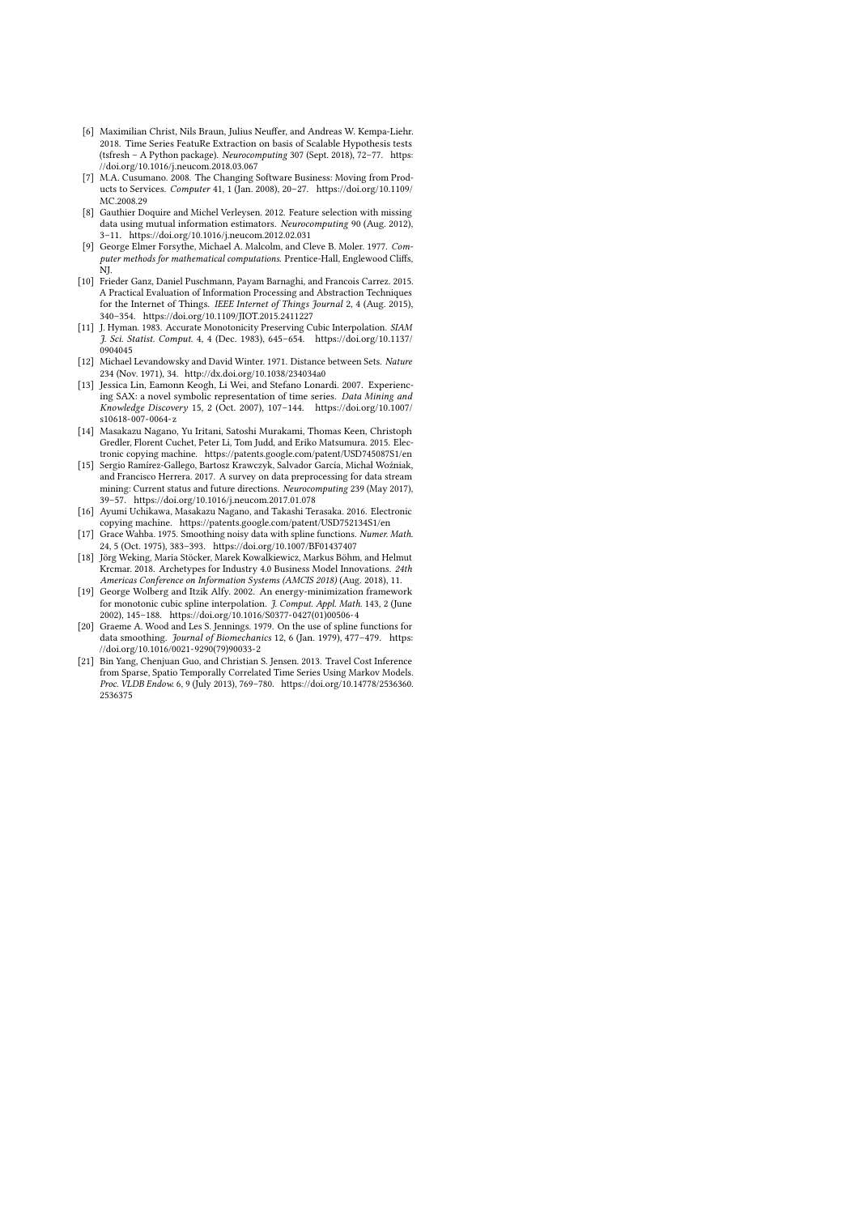- [6] Maximilian Christ, Nils Braun, Julius Neuffer, and Andreas W. Kempa-Liehr. 2018. Time Series FeatuRe Extraction on basis of Scalable Hypothesis tests (tsfresh – A Python package). *Neurocomputing* 307 (Sept. 2018), 72–77. https://doi.org/10.1016/j.neucom.2018.03.067
- [7] M.A. Cusumano. 2008. The Changing Software Business: Moving from Products to Services. *Computer* 41, 1 (Jan. 2008), 20–27. https://doi.org/10.1109/MC.2008.29
- [8] Gauthier Doquire and Michel Verleysen. 2012. Feature selection with missing data using mutual information estimators. *Neurocomputing* 90 (Aug. 2012), 3–11. https://doi.org/10.1016/j.neucom.2012.02.031
- [9] George Elmer Forsythe, Michael A. Malcolm, and Cleve B. Moler. 1977. *Computer methods for mathematical computations*. Prentice-Hall, Englewood Cliffs, NJ.
- [10] Frieder Ganz, Daniel Puschmann, Payam Barnaghi, and Francois Carrez. 2015. A Practical Evaluation of Information Processing and Abstraction Techniques for the Internet of Things. *IEEE Internet of Things Journal* 2, 4 (Aug. 2015), 340–354. https://doi.org/10.1109/JIOT.2015.2411227
- [11] J. Hyman. 1983. Accurate Monotonicity Preserving Cubic Interpolation. *SIAM J. Sci. Statist. Comput.* 4, 4 (Dec. 1983), 645–654. https://doi.org/10.1137/0904045
- [12] Michael Levandowsky and David Winter. 1971. Distance between Sets. *Nature* 234 (Nov. 1971), 34. http://dx.doi.org/10.1038/234034a0
- [13] Jessica Lin, Eamonn Keogh, Li Wei, and Stefano Lonardi. 2007. Experiencing SAX: a novel symbolic representation of time series. *Data Mining and Knowledge Discovery* 15, 2 (Oct. 2007), 107–144. https://doi.org/10.1007/s10618-007-0064-z
- [14] Masakazu Nagano, Yu Iritani, Satoshi Murakami, Thomas Keen, Christoph Gredler, Florent Cuchet, Peter Li, Tom Judd, and Eriko Matsumura. 2015. Electronic copying machine. https://patents.google.com/patent/USD745087S1/en
- [15] Sergio Ramírez-Gallego, Bartosz Krawczyk, Salvador García, Michał Woźniak, and Francisco Herrera. 2017. A survey on data preprocessing for data stream mining: Current status and future directions. *Neurocomputing* 239 (May 2017), 39–57. https://doi.org/10.1016/j.neucom.2017.01.078
- [16] Ayumi Uchikawa, Masakazu Nagano, and Takashi Terasaka. 2016. Electronic copying machine. https://patents.google.com/patent/USD752134S1/en
- [17] Grace Wahba. 1975. Smoothing noisy data with spline functions. *Numer. Math.* 24, 5 (Oct. 1975), 383–393. https://doi.org/10.1007/BF01437407
- [18] Jörg Weking, Maria Stöcker, Marek Kowalkiewicz, Markus Böhm, and Helmut Krcmar. 2018. Archetypes for Industry 4.0 Business Model Innovations. *24th Americas Conference on Information Systems (AMCIS 2018)* (Aug. 2018), 11.
- [19] George Wolberg and Itzik Alfy. 2002. An energy-minimization framework for monotonic cubic spline interpolation. *J. Comput. Appl. Math.* 143, 2 (June 2002), 145–188. https://doi.org/10.1016/S0377-0427(01)00506-4
- [20] Graeme A. Wood and Les S. Jennings. 1979. On the use of spline functions for data smoothing. *Journal of Biomechanics* 12, 6 (Jan. 1979), 477–479. https://doi.org/10.1016/0021-9290(79)90033-2
- [21] Bin Yang, Chenjuan Guo, and Christian S. Jensen. 2013. Travel Cost Inference from Sparse, Spatio Temporally Correlated Time Series Using Markov Models. *Proc. VLDB Endow.* 6, 9 (July 2013), 769–780. https://doi.org/10.14778/2536360.2536375